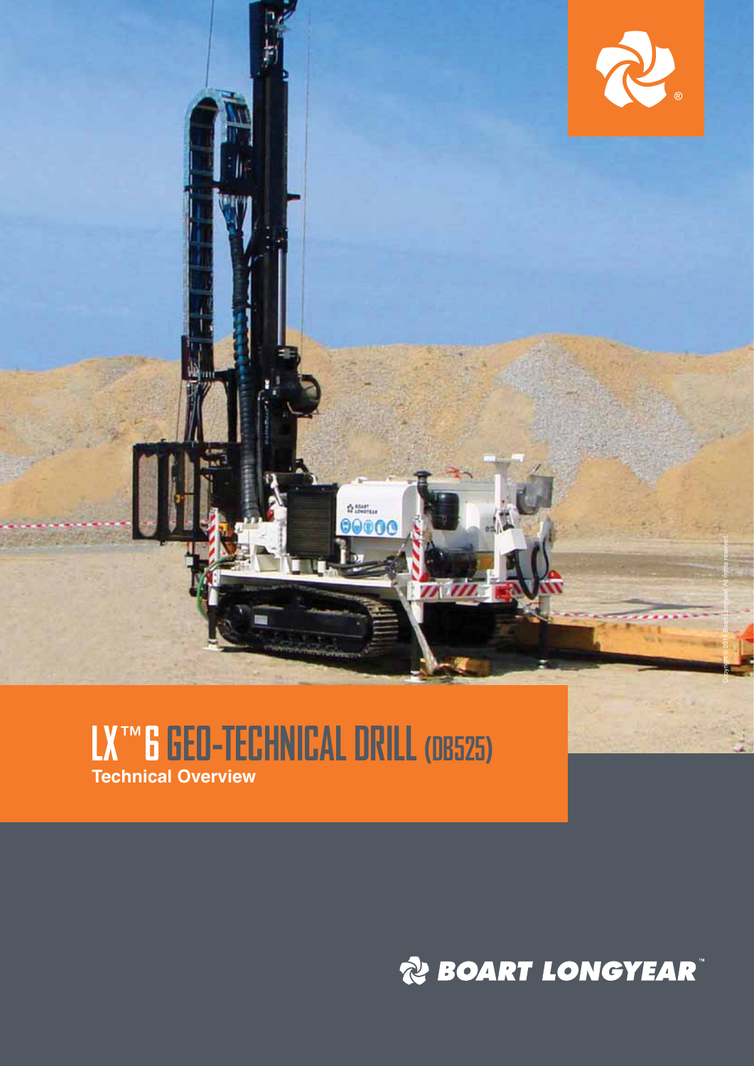# LX™ 6 GEO-TECHNICAL DRILL (DB525)

**Technical Overview**

Copyright © 2011 Boart Longyear. All rights reserved.

BOART LONGYEAR™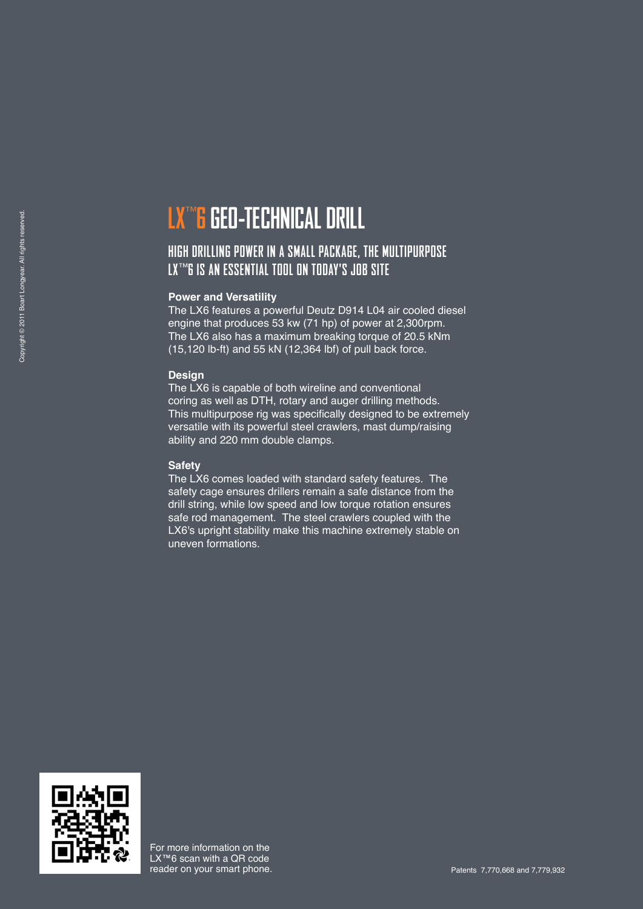# LX™6 GEO-TECHNICAL DRILL

## HIGH DRILLING POWER IN A SMALL PACKAGE, THE MULTIPURPOSE LX™6 IS AN ESSENTIAL TOOL ON TODAY'S JOB SITE

**Power and Versatility**

The LX6 features a powerful Deutz D914 L04 air cooled diesel engine that produces 53 kw (71 hp) of power at 2,300rpm. The LX6 also has a maximum breaking torque of 20.5 kNm (15,120 lb-ft) and 55 kN (12,364 lbf) of pull back force.

**Design**

The LX6 is capable of both wireline and conventional coring as well as DTH, rotary and auger drilling methods. This multipurpose rig was specifically designed to be extremely versatile with its powerful steel crawlers, mast dump/raising ability and 220 mm double clamps.

**Safety**

The LX6 comes loaded with standard safety features. The safety cage ensures drillers remain a safe distance from the drill string, while low speed and low torque rotation ensures safe rod management. The steel crawlers coupled with the LX6's upright stability make this machine extremely stable on uneven formations.

For more information on the LX™6 scan with a QR code reader on your smart phone.

Patents 7,770,668 and 7,779,932

Copyright © 2011 Boart Longyear. All rights reserved.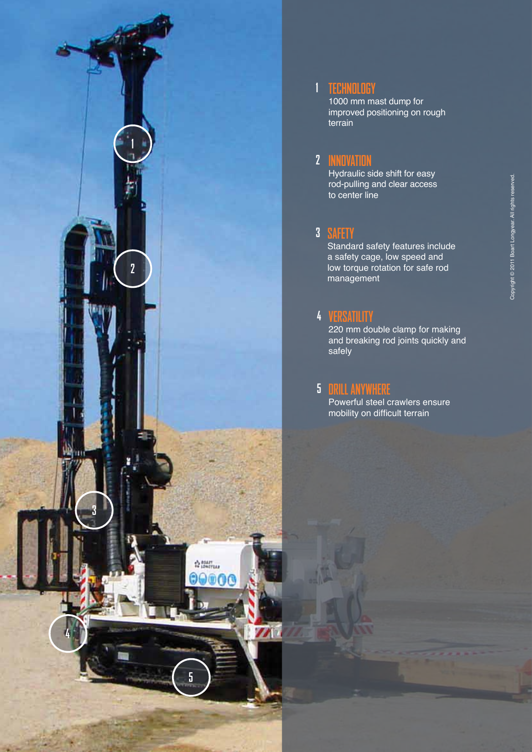## 1 TECHNOLOGY

1000 mm mast dump for improved positioning on rough terrain

## 2 INNOVATION

Hydraulic side shift for easy rod-pulling and clear access to center line

## 3 SAFETY

Standard safety features include a safety cage, low speed and low torque rotation for safe rod management

## 4 VERSATILITY

220 mm double clamp for making and breaking rod joints quickly and safely

## 5 DRILL ANYWHERE

Powerful steel crawlers ensure mobility on difficult terrain

Copyright © 2011 Boart Longyear. All rights reserved.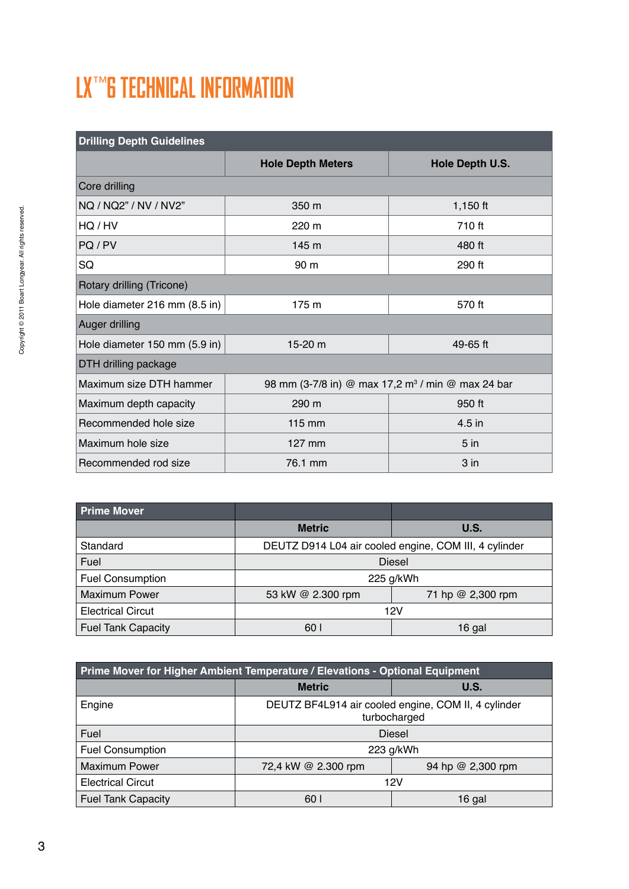# LX™6 TECHNICAL INFORMATION

| Drilling Depth Guidelines | | |
|---|---|---|
| | **Hole Depth Meters** | **Hole Depth U.S.** |
| Core drilling | | |
| NQ / NQ2" / NV / NV2" | 350 m | 1,150 ft |
| HQ / HV | 220 m | 710 ft |
| PQ / PV | 145 m | 480 ft |
| SQ | 90 m | 290 ft |
| Rotary drilling (Tricone) | | |
| Hole diameter 216 mm (8.5 in) | 175 m | 570 ft |
| Auger drilling | | |
| Hole diameter 150 mm (5.9 in) | 15-20 m | 49-65 ft |
| DTH drilling package | | |
| Maximum size DTH hammer | 98 mm (3-7/8 in) @ max 17,2 m³ / min @ max 24 bar | |
| Maximum depth capacity | 290 m | 950 ft |
| Recommended hole size | 115 mm | 4.5 in |
| Maximum hole size | 127 mm | 5 in |
| Recommended rod size | 76.1 mm | 3 in |

| Prime Mover | | |
|---|---|---|
| | **Metric** | **U.S.** |
| Standard | DEUTZ D914 L04 air cooled engine, COM III, 4 cylinder | |
| Fuel | Diesel | |
| Fuel Consumption | 225 g/kWh | |
| Maximum Power | 53 kW @ 2.300 rpm | 71 hp @ 2,300 rpm |
| Electrical Circut | 12V | |
| Fuel Tank Capacity | 60 l | 16 gal |

| Prime Mover for Higher Ambient Temperature / Elevations - Optional Equipment | | |
|---|---|---|
| | **Metric** | **U.S.** |
| Engine | DEUTZ BF4L914 air cooled engine, COM II, 4 cylinder turbocharged | |
| Fuel | Diesel | |
| Fuel Consumption | 223 g/kWh | |
| Maximum Power | 72,4 kW @ 2.300 rpm | 94 hp @ 2,300 rpm |
| Electrical Circut | 12V | |
| Fuel Tank Capacity | 60 l | 16 gal |

Copyright © 2011 Boart Longyear. All rights reserved.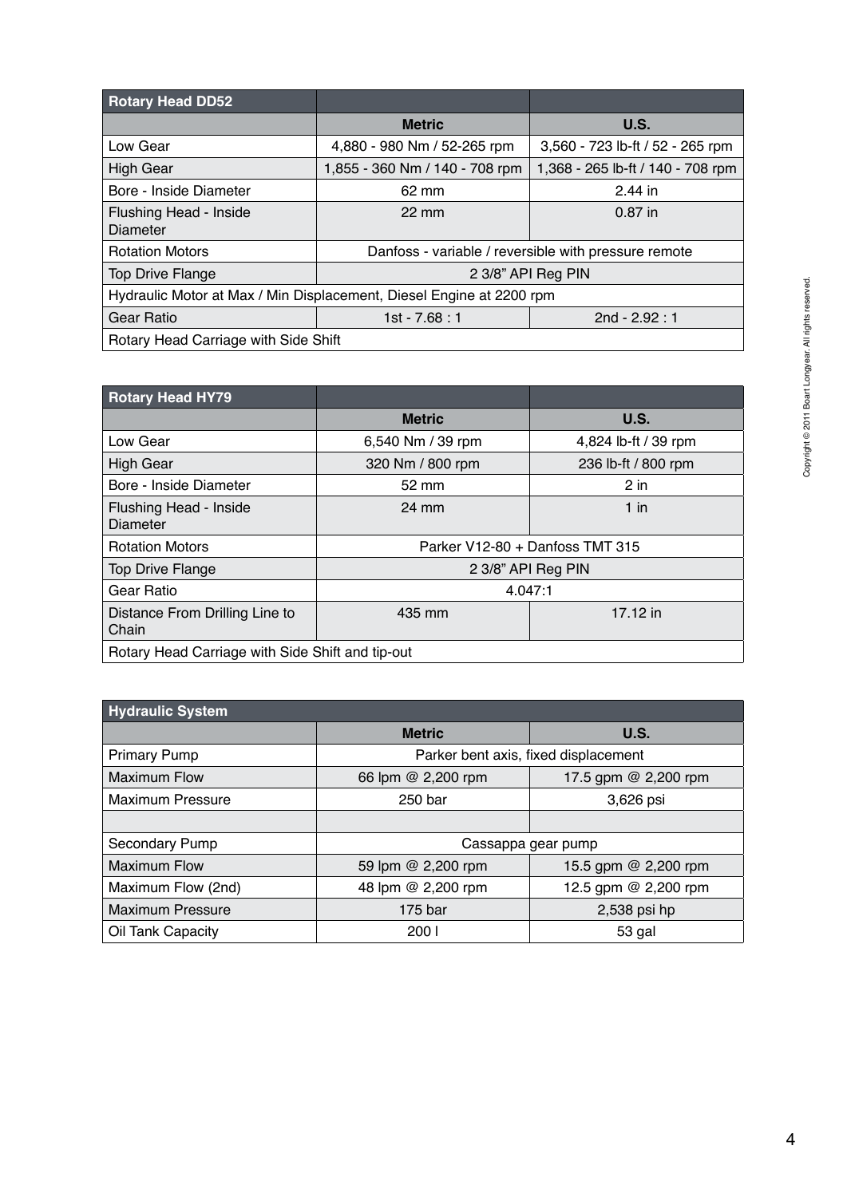| Rotary Head DD52 | | |
|---|---|---|
| | **Metric** | **U.S.** |
| Low Gear | 4,880 - 980 Nm / 52-265 rpm | 3,560 - 723 lb-ft / 52 - 265 rpm |
| High Gear | 1,855 - 360 Nm / 140 - 708 rpm | 1,368 - 265 lb-ft / 140 - 708 rpm |
| Bore - Inside Diameter | 62 mm | 2.44 in |
| Flushing Head - Inside Diameter | 22 mm | 0.87 in |
| Rotation Motors | Danfoss - variable / reversible with pressure remote | |
| Top Drive Flange | 2 3/8” API Reg PIN | |
| Hydraulic Motor at Max / Min Displacement, Diesel Engine at 2200 rpm | | |
| Gear Ratio | 1st - 7.68 : 1 | 2nd - 2.92 : 1 |
| Rotary Head Carriage with Side Shift | | |

| Rotary Head HY79 | | |
|---|---|---|
| | **Metric** | **U.S.** |
| Low Gear | 6,540 Nm / 39 rpm | 4,824 lb-ft / 39 rpm |
| High Gear | 320 Nm / 800 rpm | 236 lb-ft / 800 rpm |
| Bore - Inside Diameter | 52 mm | 2 in |
| Flushing Head - Inside Diameter | 24 mm | 1 in |
| Rotation Motors | Parker V12-80 + Danfoss TMT 315 | |
| Top Drive Flange | 2 3/8” API Reg PIN | |
| Gear Ratio | 4.047:1 | |
| Distance From Drilling Line to Chain | 435 mm | 17.12 in |
| Rotary Head Carriage with Side Shift and tip-out | | |

| Hydraulic System | | |
|---|---|---|
| | **Metric** | **U.S.** |
| Primary Pump | Parker bent axis, fixed displacement | |
| Maximum Flow | 66 lpm @ 2,200 rpm | 17.5 gpm @ 2,200 rpm |
| Maximum Pressure | 250 bar | 3,626 psi |
| | | |
| Secondary Pump | Cassappa gear pump | |
| Maximum Flow | 59 lpm @ 2,200 rpm | 15.5 gpm @ 2,200 rpm |
| Maximum Flow (2nd) | 48 lpm @ 2,200 rpm | 12.5 gpm @ 2,200 rpm |
| Maximum Pressure | 175 bar | 2,538 psi hp |
| Oil Tank Capacity | 200 l | 53 gal |

Copyright © 2011 Boart Longyear. All rights reserved.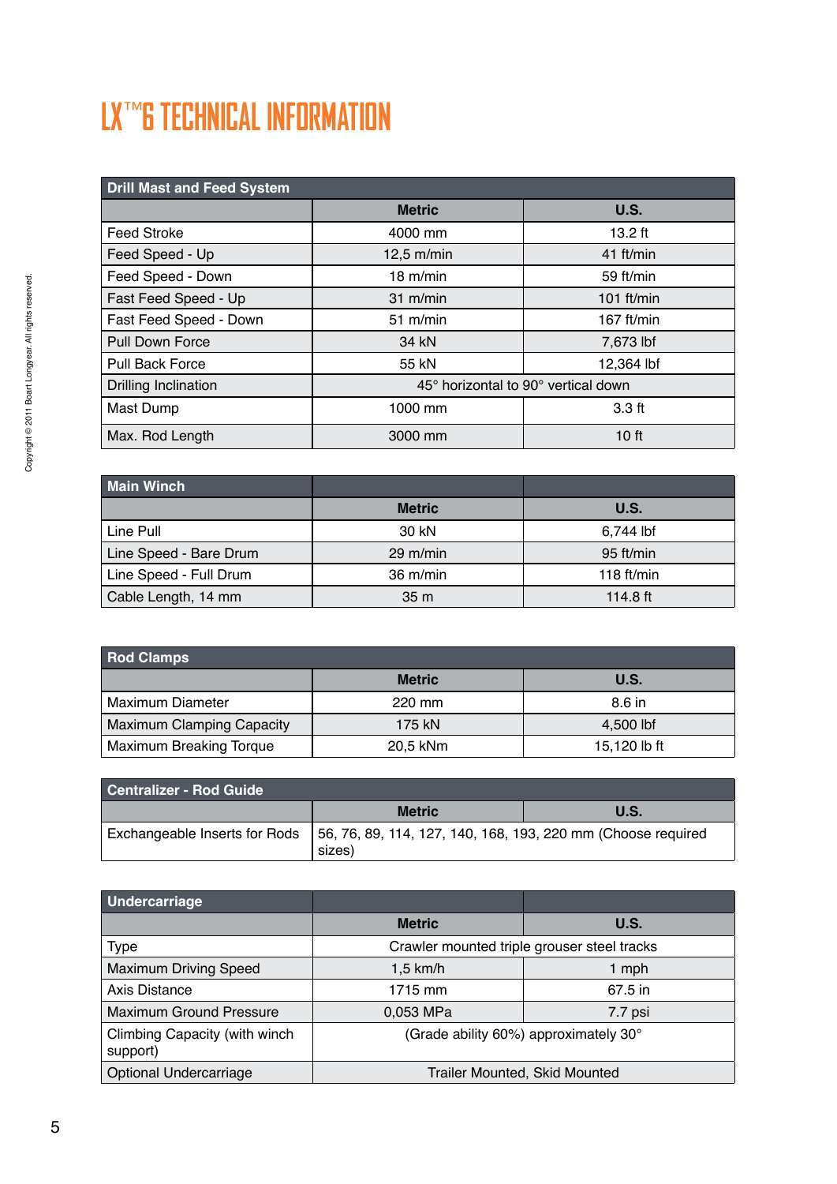# LX™6 TECHNICAL INFORMATION

| Drill Mast and Feed System | | |
|---|---|---|
| | **Metric** | **U.S.** |
| Feed Stroke | 4000 mm | 13.2 ft |
| Feed Speed - Up | 12,5 m/min | 41 ft/min |
| Feed Speed - Down | 18 m/min | 59 ft/min |
| Fast Feed Speed - Up | 31 m/min | 101 ft/min |
| Fast Feed Speed - Down | 51 m/min | 167 ft/min |
| Pull Down Force | 34 kN | 7,673 lbf |
| Pull Back Force | 55 kN | 12,364 lbf |
| Drilling Inclination | 45° horizontal to 90° vertical down | |
| Mast Dump | 1000 mm | 3.3 ft |
| Max. Rod Length | 3000 mm | 10 ft |

| Main Winch | | |
|---|---|---|
| | **Metric** | **U.S.** |
| Line Pull | 30 kN | 6,744 lbf |
| Line Speed - Bare Drum | 29 m/min | 95 ft/min |
| Line Speed - Full Drum | 36 m/min | 118 ft/min |
| Cable Length, 14 mm | 35 m | 114.8 ft |

| Rod Clamps | | |
|---|---|---|
| | **Metric** | **U.S.** |
| Maximum Diameter | 220 mm | 8.6 in |
| Maximum Clamping Capacity | 175 kN | 4,500 lbf |
| Maximum Breaking Torque | 20,5 kNm | 15,120 lb ft |

| Centralizer - Rod Guide | | |
|---|---|---|
| | **Metric** | **U.S.** |
| Exchangeable Inserts for Rods | 56, 76, 89, 114, 127, 140, 168, 193, 220 mm (Choose required sizes) | |

| Undercarriage | | |
|---|---|---|
| | **Metric** | **U.S.** |
| Type | Crawler mounted triple grouser steel tracks | |
| Maximum Driving Speed | 1,5 km/h | 1 mph |
| Axis Distance | 1715 mm | 67.5 in |
| Maximum Ground Pressure | 0,053 MPa | 7.7 psi |
| Climbing Capacity (with winch support) | (Grade ability 60%) approximately 30° | |
| Optional Undercarriage | Trailer Mounted, Skid Mounted | |

Copyright © 2011 Boart Longyear. All rights reserved.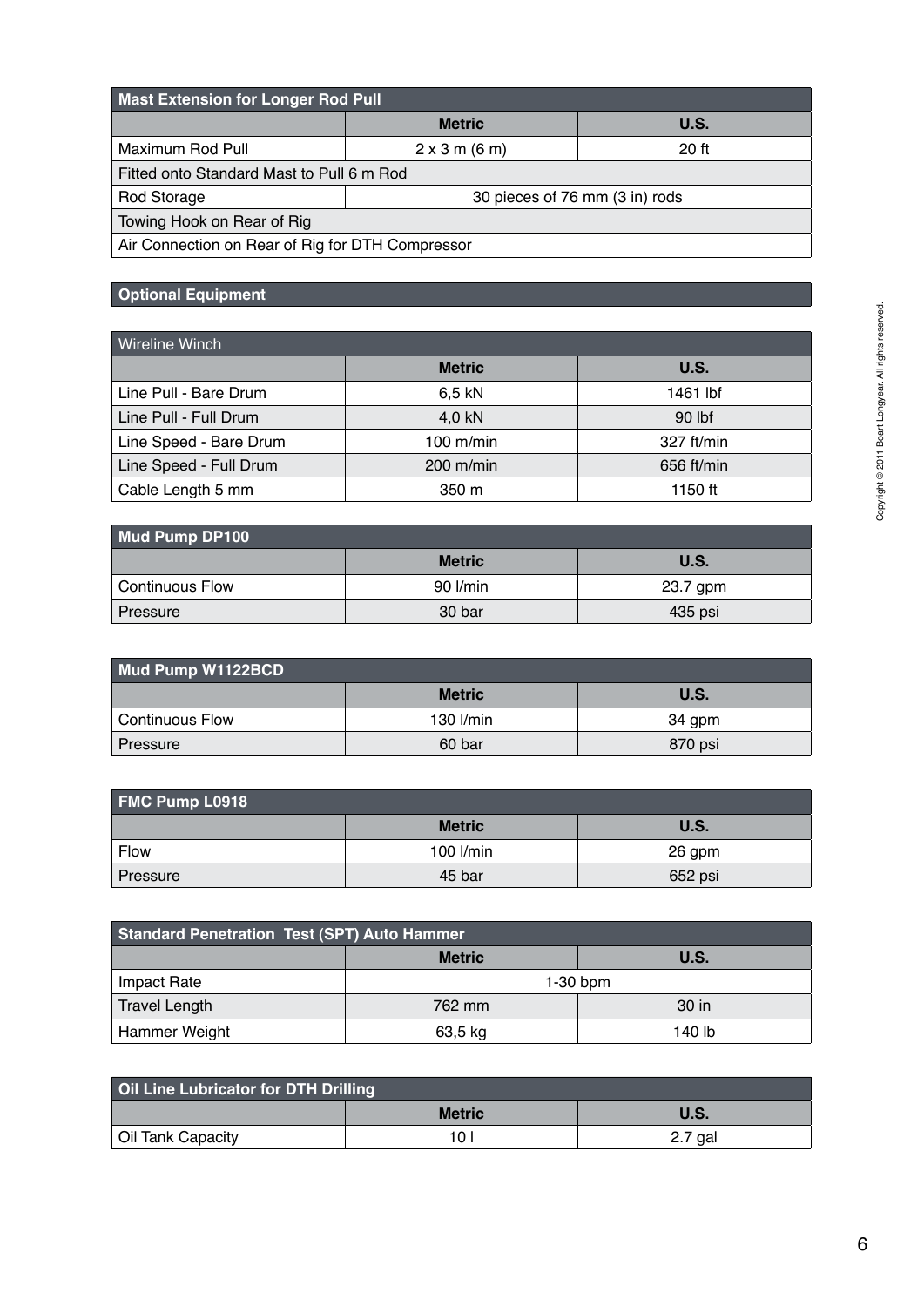| Mast Extension for Longer Rod Pull | | |
|---|---|---|
| | **Metric** | **U.S.** |
| Maximum Rod Pull | 2 x 3 m (6 m) | 20 ft |
| Fitted onto Standard Mast to Pull 6 m Rod | | |
| Rod Storage | 30 pieces of 76 mm (3 in) rods | |
| Towing Hook on Rear of Rig | | |
| Air Connection on Rear of Rig for DTH Compressor | | |

## Optional Equipment

| Wireline Winch | | |
|---|---|---|
| | **Metric** | **U.S.** |
| Line Pull - Bare Drum | 6,5 kN | 1461 lbf |
| Line Pull - Full Drum | 4,0 kN | 90 lbf |
| Line Speed - Bare Drum | 100 m/min | 327 ft/min |
| Line Speed - Full Drum | 200 m/min | 656 ft/min |
| Cable Length 5 mm | 350 m | 1150 ft |

| Mud Pump DP100 | | |
|---|---|---|
| | **Metric** | **U.S.** |
| Continuous Flow | 90 l/min | 23.7 gpm |
| Pressure | 30 bar | 435 psi |

| Mud Pump W1122BCD | | |
|---|---|---|
| | **Metric** | **U.S.** |
| Continuous Flow | 130 l/min | 34 gpm |
| Pressure | 60 bar | 870 psi |

| FMC Pump L0918 | | |
|---|---|---|
| | **Metric** | **U.S.** |
| Flow | 100 l/min | 26 gpm |
| Pressure | 45 bar | 652 psi |

| Standard Penetration Test (SPT) Auto Hammer | | |
|---|---|---|
| | **Metric** | **U.S.** |
| Impact Rate | 1-30 bpm | |
| Travel Length | 762 mm | 30 in |
| Hammer Weight | 63,5 kg | 140 lb |

| Oil Line Lubricator for DTH Drilling | | |
|---|---|---|
| | **Metric** | **U.S.** |
| Oil Tank Capacity | 10 l | 2.7 gal |

Copyright © 2011 Boart Longyear. All rights reserved.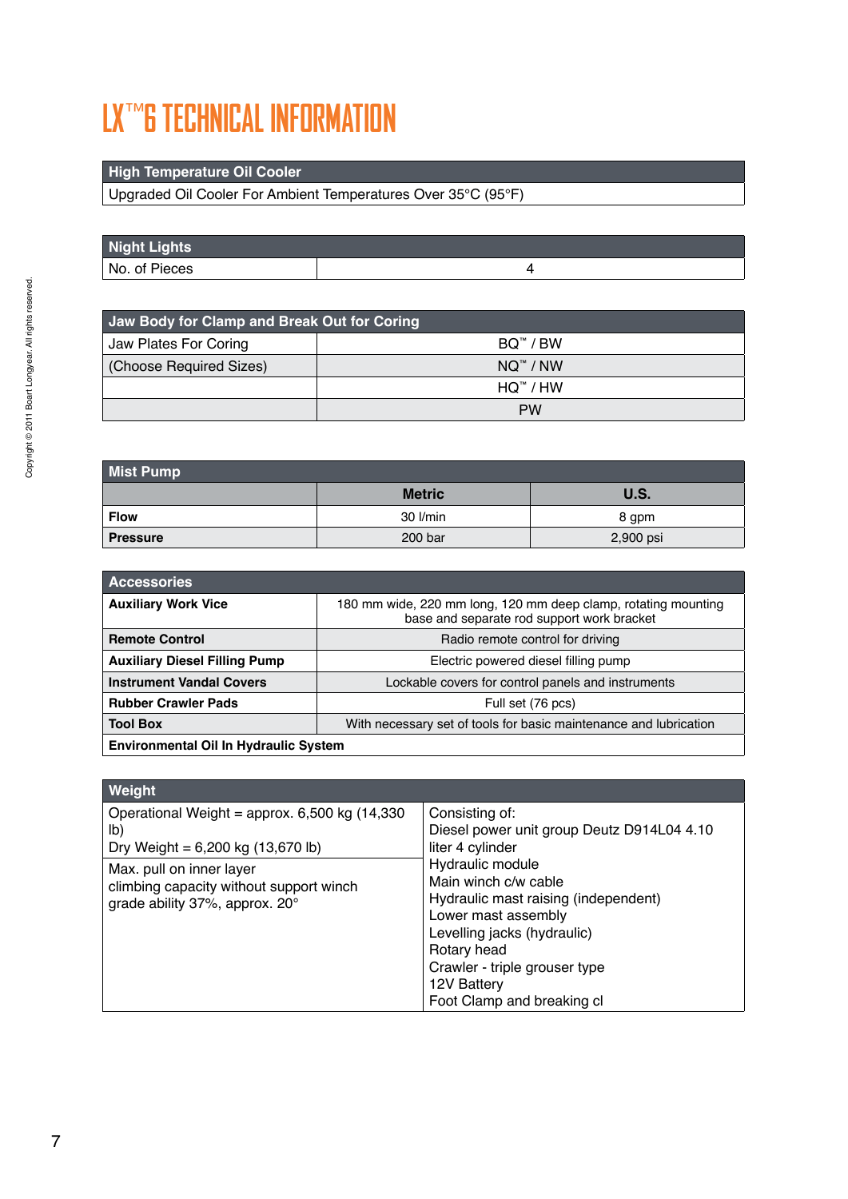# LX™6 TECHNICAL INFORMATION

| High Temperature Oil Cooler |
|---|
| Upgraded Oil Cooler For Ambient Temperatures Over 35°C (95°F) |

| Night Lights | |
|---|---|
| No. of Pieces | 4 |

| Jaw Body for Clamp and Break Out for Coring | |
|---|---|
| Jaw Plates For Coring | BQ™ / BW |
| (Choose Required Sizes) | NQ™ / NW |
| | HQ™ / HW |
| | PW |

| Mist Pump | | |
|---|---|---|
| | **Metric** | **U.S.** |
| **Flow** | 30 l/min | 8 gpm |
| **Pressure** | 200 bar | 2,900 psi |

| Accessories | |
|---|---|
| **Auxiliary Work Vice** | 180 mm wide, 220 mm long, 120 mm deep clamp, rotating mounting base and separate rod support work bracket |
| **Remote Control** | Radio remote control for driving |
| **Auxiliary Diesel Filling Pump** | Electric powered diesel filling pump |
| **Instrument Vandal Covers** | Lockable covers for control panels and instruments |
| **Rubber Crawler Pads** | Full set (76 pcs) |
| **Tool Box** | With necessary set of tools for basic maintenance and lubrication |
| **Environmental Oil In Hydraulic System** | |

| Weight | |
|---|---|
| Operational Weight = approx. 6,500 kg (14,330 lb)<br>Dry Weight = 6,200 kg (13,670 lb) | Consisting of:<br>Diesel power unit group Deutz D914L04 4.10 liter 4 cylinder<br>Hydraulic module<br>Main winch c/w cable<br>Hydraulic mast raising (independent)<br>Lower mast assembly<br>Levelling jacks (hydraulic)<br>Rotary head<br>Crawler - triple grouser type<br>12V Battery<br>Foot Clamp and breaking cl |
| Max. pull on inner layer<br>climbing capacity without support winch<br>grade ability 37%, approx. 20° | |

Copyright © 2011 Boart Longyear. All rights reserved.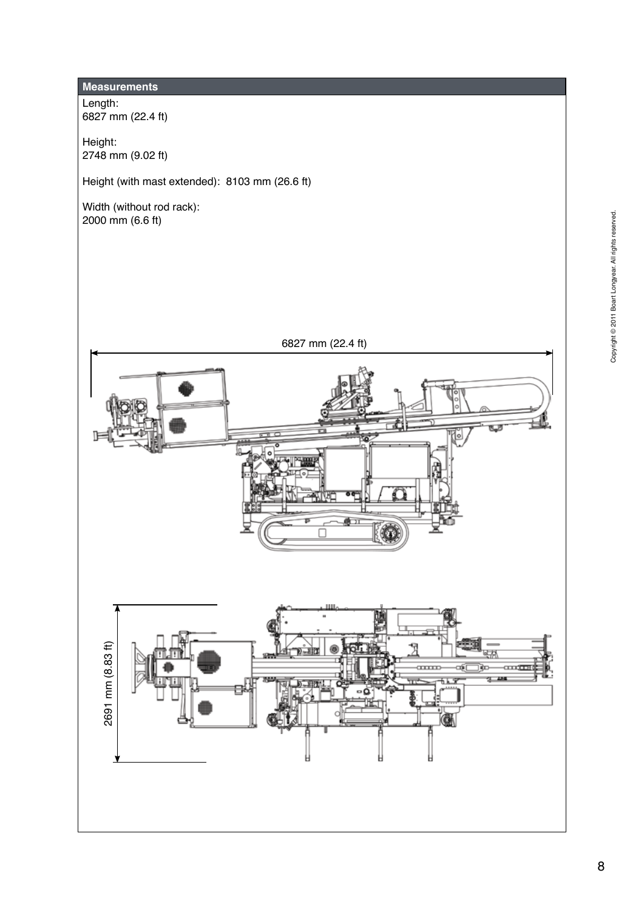## Measurements

Length:
6827 mm (22.4 ft)

Height:
2748 mm (9.02 ft)

Height (with mast extended): 8103 mm (26.6 ft)

Width (without rod rack):
2000 mm (6.6 ft)

6827 mm (22.4 ft)

2691 mm (8.83 ft)

Copyright © 2011 Boart Longyear. All rights reserved.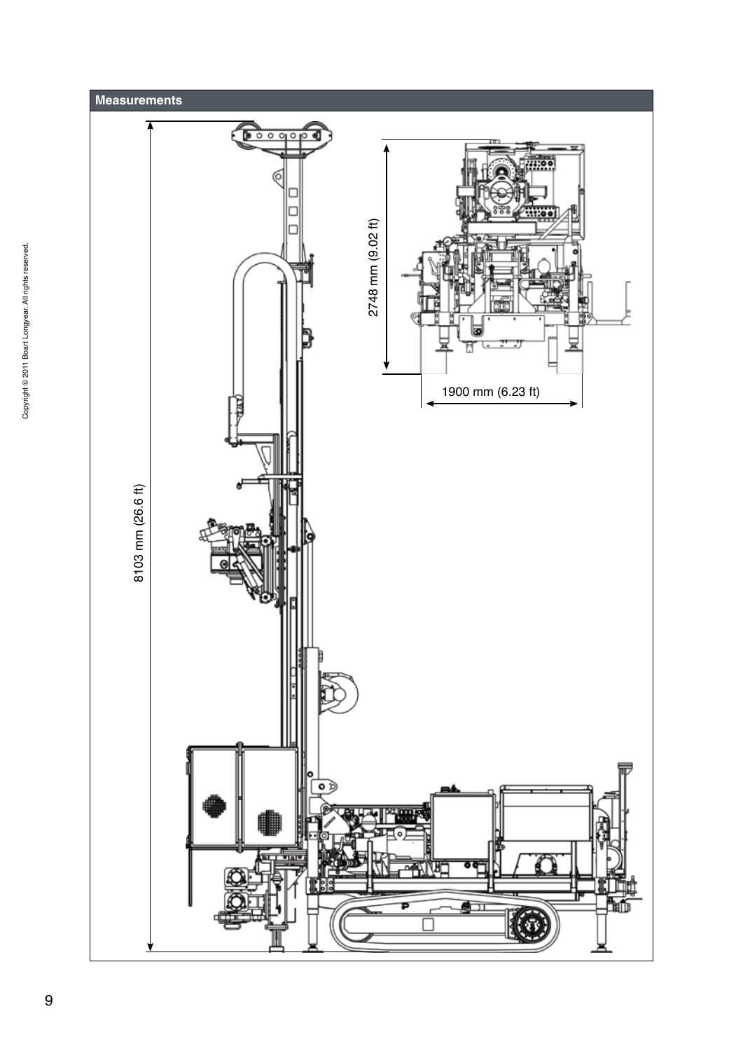## Measurements

8103 mm (26.6 ft)

2748 mm (9.02 ft)

1900 mm (6.23 ft)

Copyright © 2011 Boart Longyear. All rights reserved.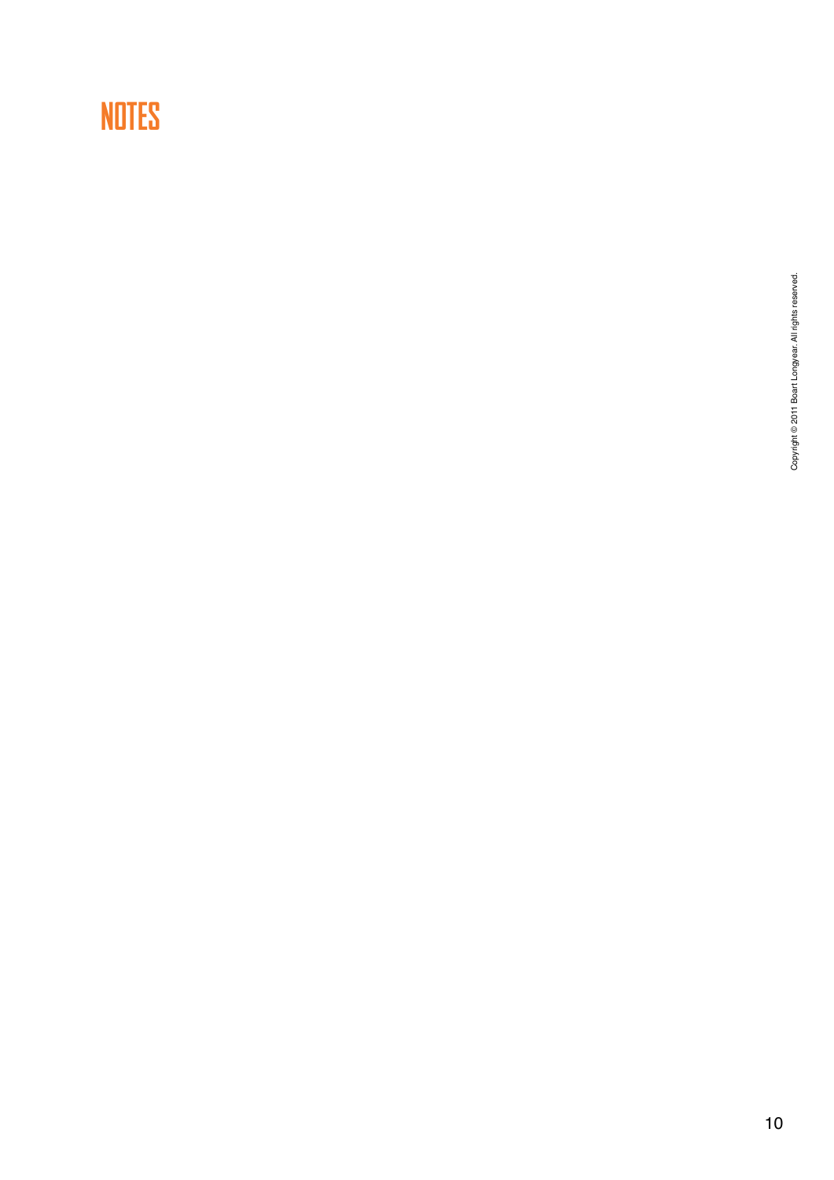# NOTES

Copyright © 2011 Boart Longyear. All rights reserved.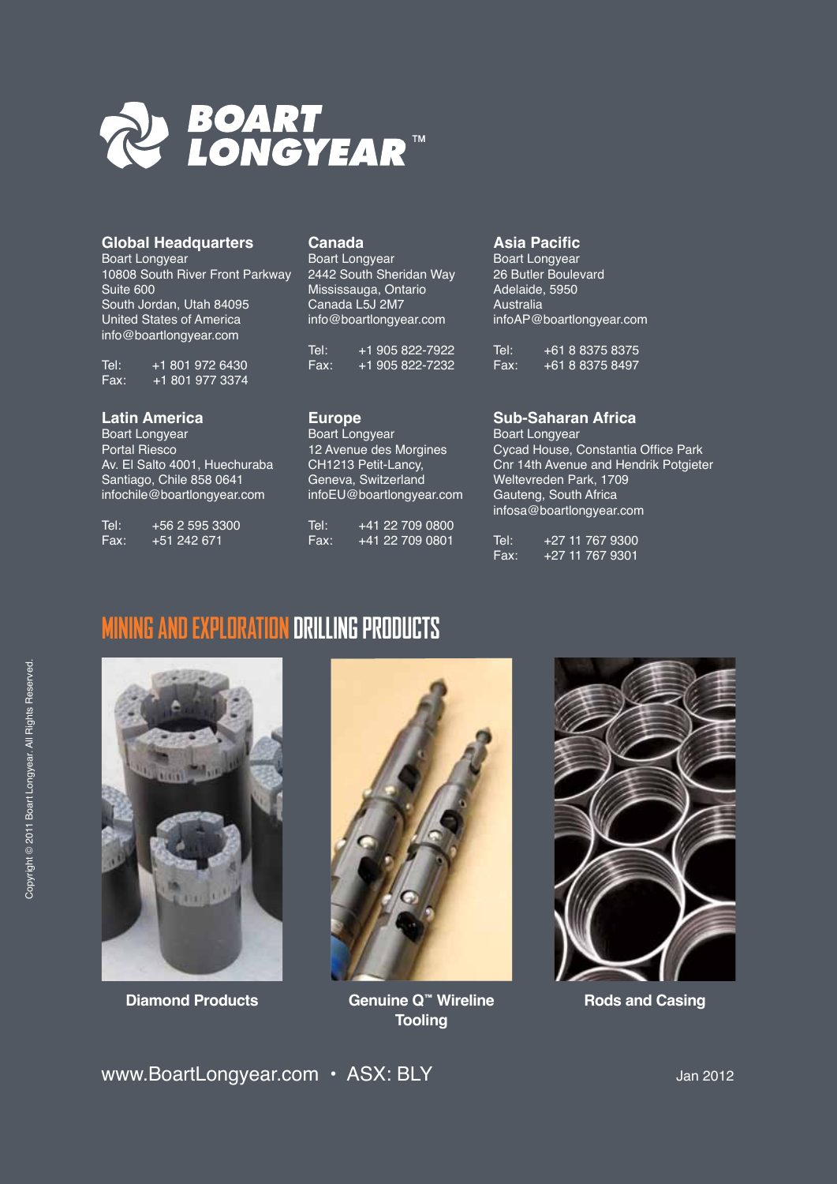# BOART LONGYEAR™

### Global Headquarters

Boart Longyear
10808 South River Front Parkway
Suite 600
South Jordan, Utah 84095
United States of America
info@boartlongyear.com

Tel: +1 801 972 6430
Fax: +1 801 977 3374

### Canada

Boart Longyear
2442 South Sheridan Way
Mississauga, Ontario
Canada L5J 2M7
info@boartlongyear.com

Tel: +1 905 822-7922
Fax: +1 905 822-7232

### Asia Pacific

Boart Longyear
26 Butler Boulevard
Adelaide, 5950
Australia
infoAP@boartlongyear.com

Tel: +61 8 8375 8375
Fax: +61 8 8375 8497

### Latin America

Boart Longyear
Portal Riesco
Av. El Salto 4001, Huechuraba
Santiago, Chile 858 0641
infochile@boartlongyear.com

Tel: +56 2 595 3300
Fax: +51 242 671

### Europe

Boart Longyear
12 Avenue des Morgines
CH1213 Petit-Lancy,
Geneva, Switzerland
infoEU@boartlongyear.com

Tel: +41 22 709 0800
Fax: +41 22 709 0801

### Sub-Saharan Africa

Boart Longyear
Cycad House, Constantia Office Park
Cnr 14th Avenue and Hendrik Potgieter
Weltevreden Park, 1709
Gauteng, South Africa
infosa@boartlongyear.com

Tel: +27 11 767 9300
Fax: +27 11 767 9301

## MINING AND EXPLORATION DRILLING PRODUCTS

**Diamond Products**

**Genuine Q™ Wireline Tooling**

**Rods and Casing**

Copyright © 2011 Boart Longyear. All Rights Reserved.

www.BoartLongyear.com • ASX: BLY

Jan 2012